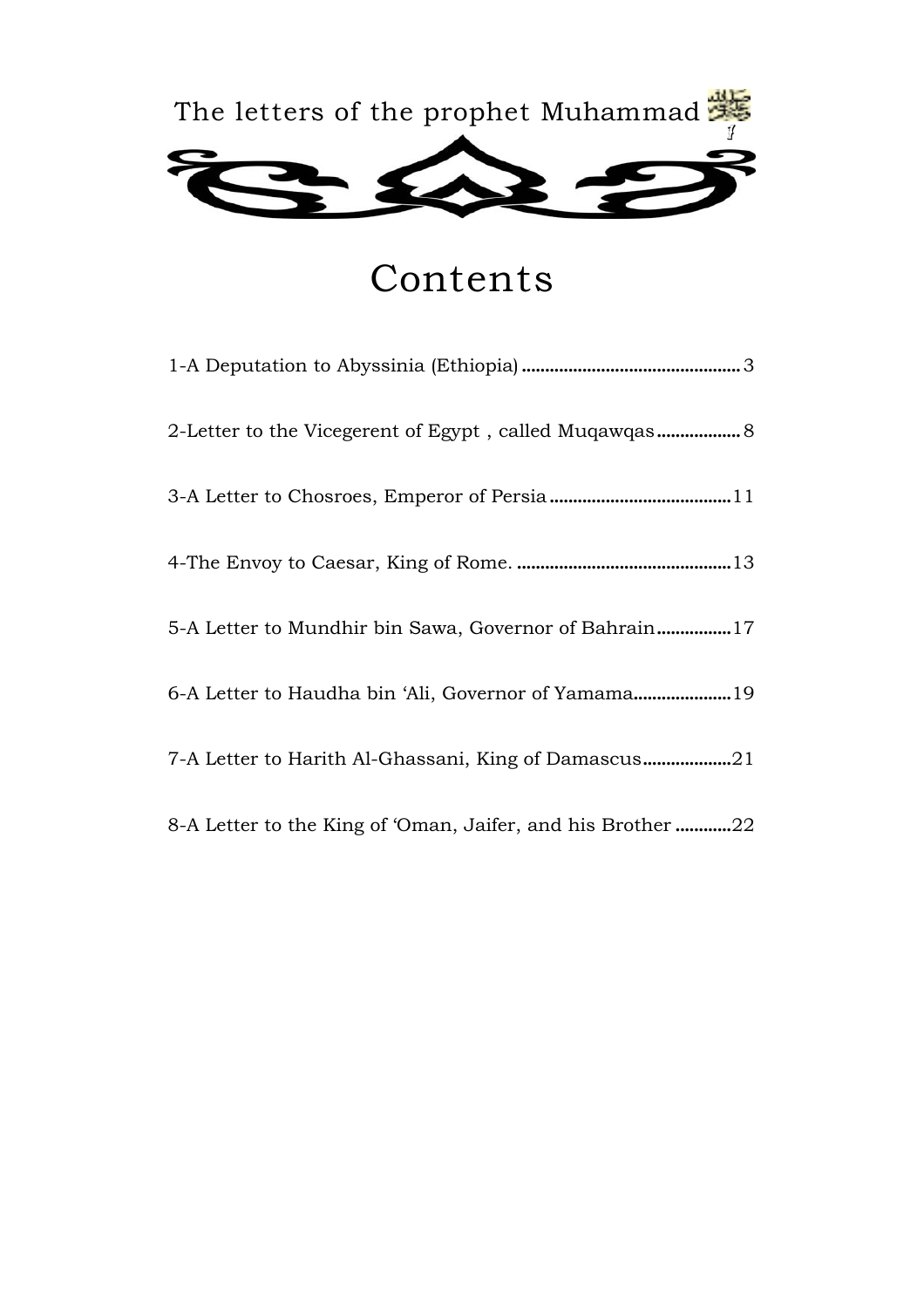The letters of the prophet Muhammad ﷺ

# Contents

1-A Deputation to Abyssinia (Ethiopia) ............................................. 3

2-Letter to the Vicegerent of Egypt , called Muqawqas ................. 8

3-A Letter to Chosroes, Emperor of Persia ......................................11

4-The Envoy to Caesar, King of Rome. .............................................13

5-A Letter to Mundhir bin Sawa, Governor of Bahrain................17

6-A Letter to Haudha bin 'Ali, Governor of Yamama....................19

7-A Letter to Harith Al-Ghassani, King of Damascus...................21

8-A Letter to the King of 'Oman, Jaifer, and his Brother ............22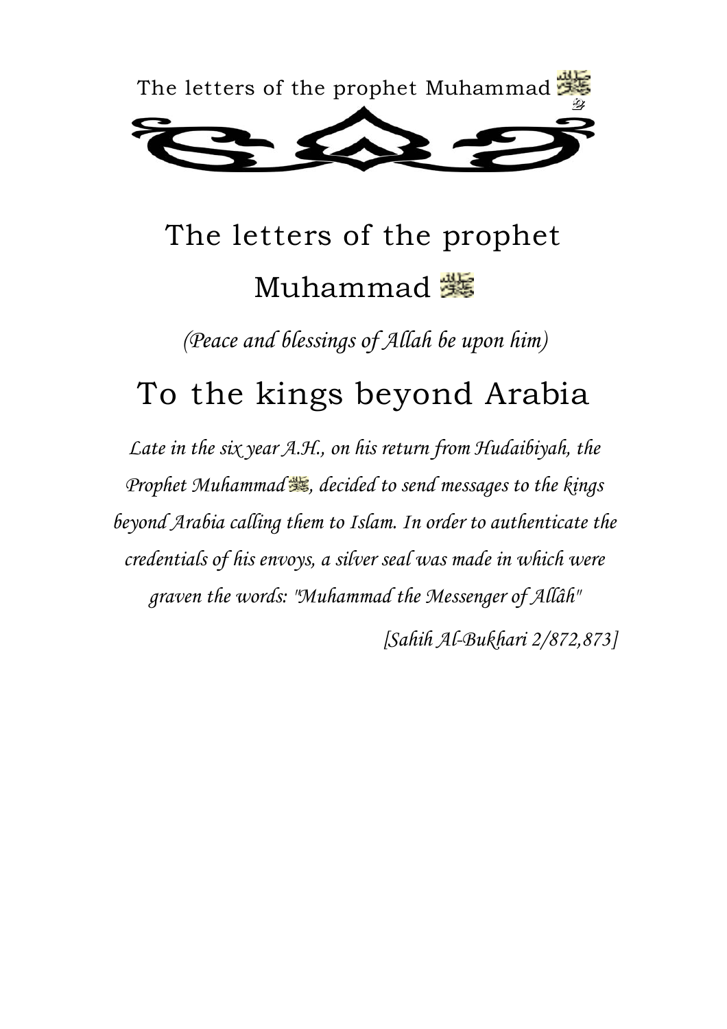# The letters of the prophet Muhammad ﷺ

*(Peace and blessings of Allah be upon him)*

# To the kings beyond Arabia

*Late in the six year A.H., on his return from Hudaibiyah, the Prophet Muhammad ﷺ, decided to send messages to the kings beyond Arabia calling them to Islam. In order to authenticate the credentials of his envoys, a silver seal was made in which were graven the words: "Muhammad the Messenger of Allâh"*

*[Sahih Al-Bukhari 2/872,873]*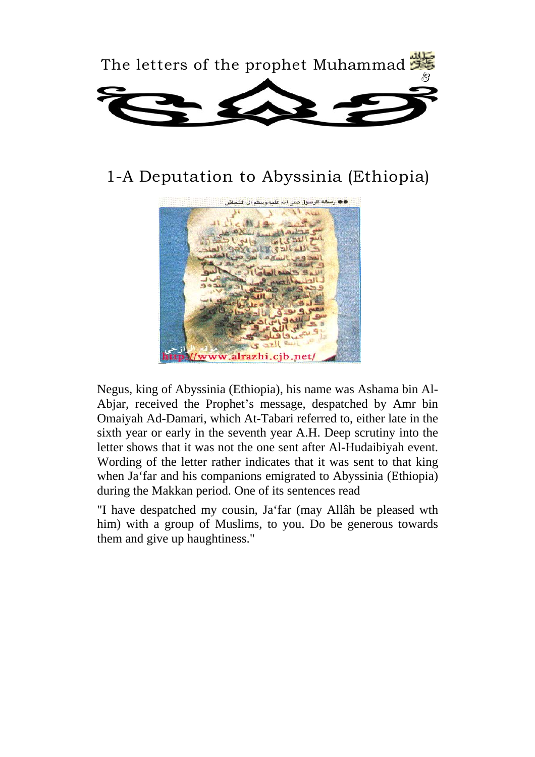# The letters of the prophet Muhammad ﷺ

## 1-A Deputation to Abyssinia (Ethiopia)

Negus, king of Abyssinia (Ethiopia), his name was Ashama bin Al-Abjar, received the Prophet's message, despatched by Amr bin Omaiyah Ad-Damari, which At-Tabari referred to, either late in the sixth year or early in the seventh year A.H. Deep scrutiny into the letter shows that it was not the one sent after Al-Hudaibiyah event. Wording of the letter rather indicates that it was sent to that king when Ja'far and his companions emigrated to Abyssinia (Ethiopia) during the Makkan period. One of its sentences read

"I have despatched my cousin, Ja'far (may Allâh be pleased wth him) with a group of Muslims, to you. Do be generous towards them and give up haughtiness."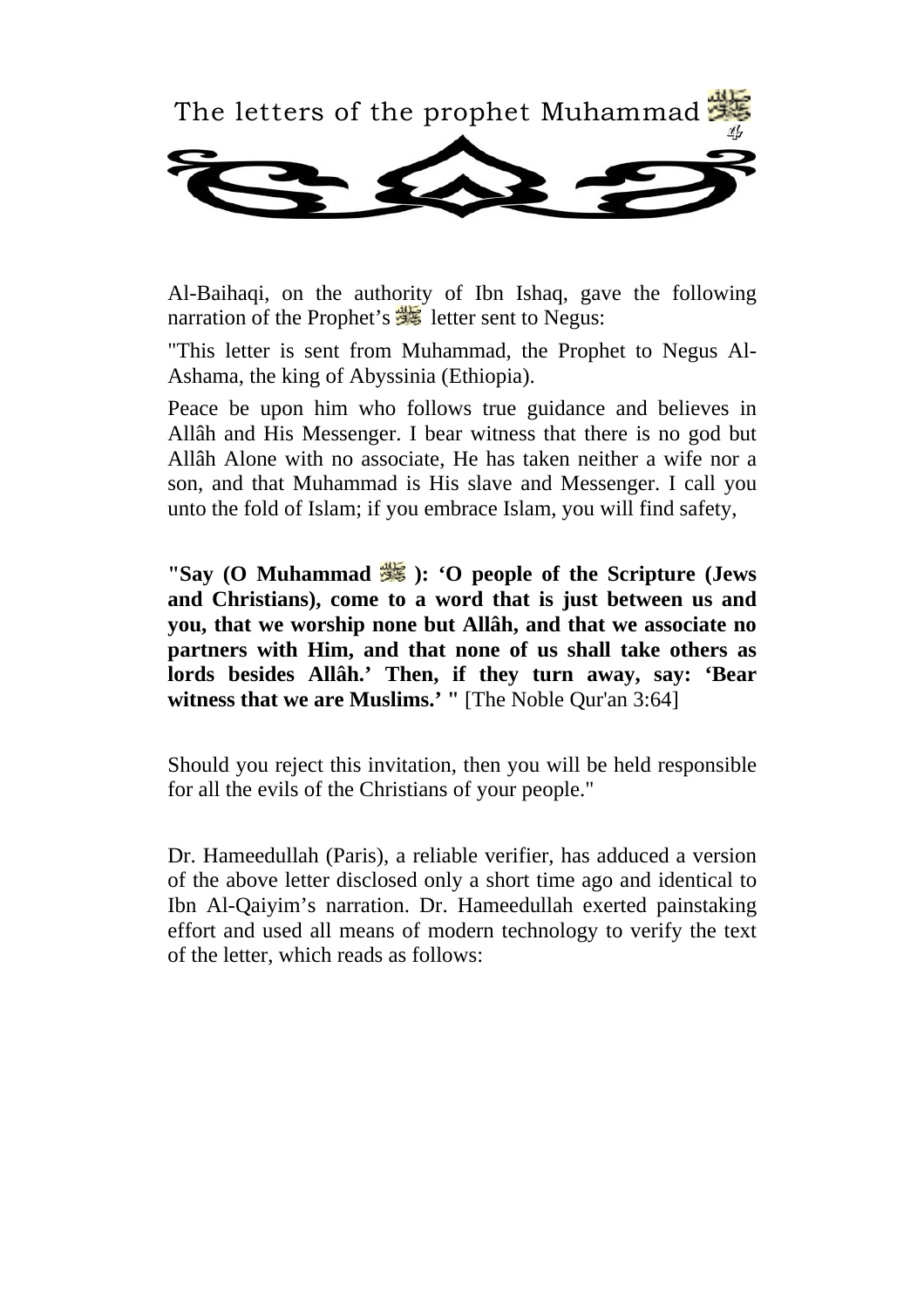Al-Baihaqi, on the authority of Ibn Ishaq, gave the following narration of the Prophet's ﷺ letter sent to Negus:

"This letter is sent from Muhammad, the Prophet to Negus Al-Ashama, the king of Abyssinia (Ethiopia).

Peace be upon him who follows true guidance and believes in Allâh and His Messenger. I bear witness that there is no god but Allâh Alone with no associate, He has taken neither a wife nor a son, and that Muhammad is His slave and Messenger. I call you unto the fold of Islam; if you embrace Islam, you will find safety,

**"Say (O Muhammad ﷺ ): 'O people of the Scripture (Jews and Christians), come to a word that is just between us and you, that we worship none but Allâh, and that we associate no partners with Him, and that none of us shall take others as lords besides Allâh.' Then, if they turn away, say: 'Bear witness that we are Muslims.' "** [The Noble Qur'an 3:64]

Should you reject this invitation, then you will be held responsible for all the evils of the Christians of your people."

Dr. Hameedullah (Paris), a reliable verifier, has adduced a version of the above letter disclosed only a short time ago and identical to Ibn Al-Qaiyim's narration. Dr. Hameedullah exerted painstaking effort and used all means of modern technology to verify the text of the letter, which reads as follows: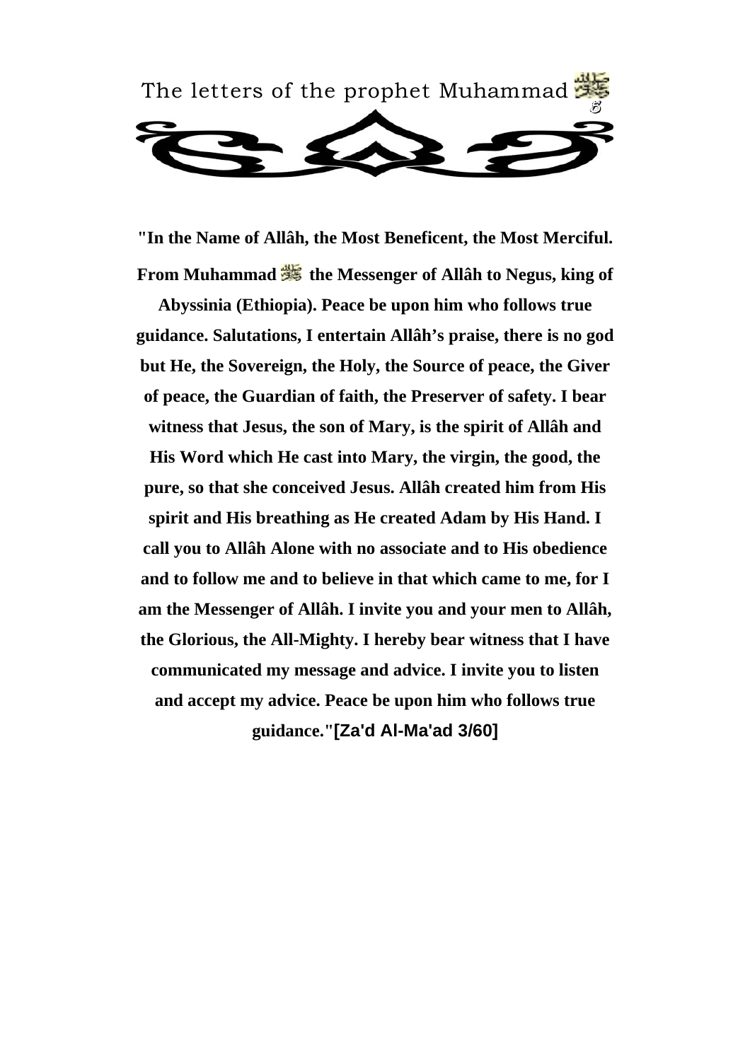The letters of the prophet Muhammad ﷺ

**"In the Name of Allâh, the Most Beneficent, the Most Merciful. From Muhammad ﷺ the Messenger of Allâh to Negus, king of Abyssinia (Ethiopia). Peace be upon him who follows true guidance. Salutations, I entertain Allâh's praise, there is no god but He, the Sovereign, the Holy, the Source of peace, the Giver of peace, the Guardian of faith, the Preserver of safety. I bear witness that Jesus, the son of Mary, is the spirit of Allâh and His Word which He cast into Mary, the virgin, the good, the pure, so that she conceived Jesus. Allâh created him from His spirit and His breathing as He created Adam by His Hand. I call you to Allâh Alone with no associate and to His obedience and to follow me and to believe in that which came to me, for I am the Messenger of Allâh. I invite you and your men to Allâh, the Glorious, the All-Mighty. I hereby bear witness that I have communicated my message and advice. I invite you to listen and accept my advice. Peace be upon him who follows true guidance."[Za'd Al-Ma'ad 3/60]**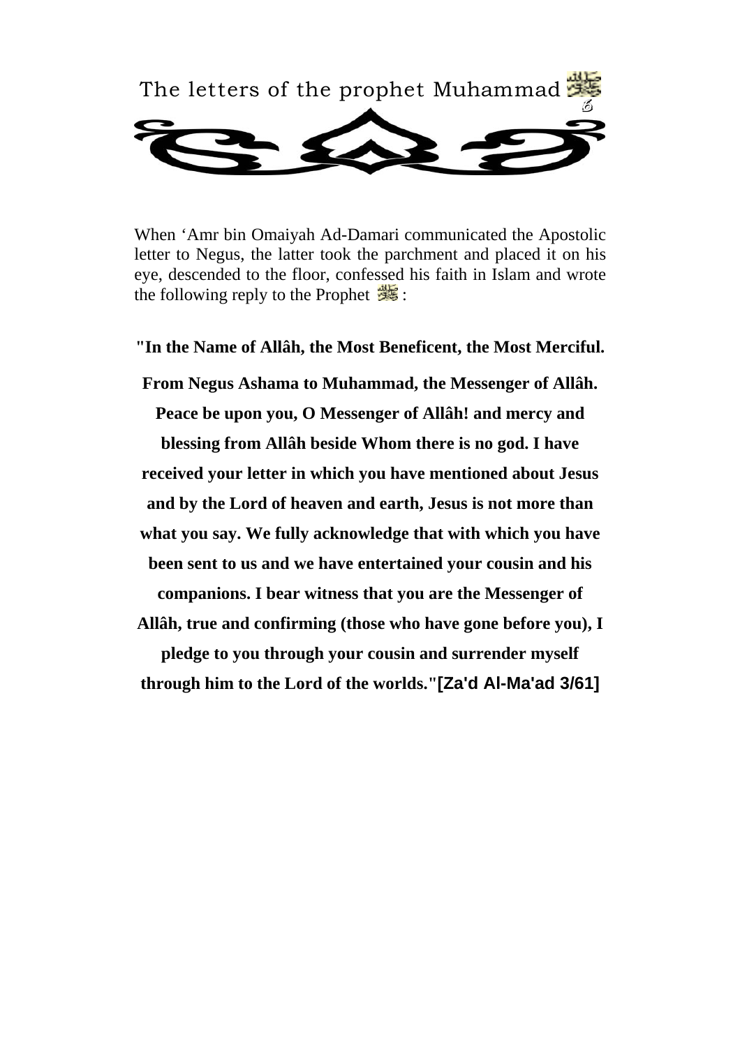When ‘Amr bin Omaiyah Ad-Damari communicated the Apostolic letter to Negus, the latter took the parchment and placed it on his eye, descended to the floor, confessed his faith in Islam and wrote the following reply to the Prophet ﷺ:

**"In the Name of Allâh, the Most Beneficent, the Most Merciful.**

**From Negus Ashama to Muhammad, the Messenger of Allâh. Peace be upon you, O Messenger of Allâh! and mercy and blessing from Allâh beside Whom there is no god. I have received your letter in which you have mentioned about Jesus and by the Lord of heaven and earth, Jesus is not more than what you say. We fully acknowledge that with which you have been sent to us and we have entertained your cousin and his companions. I bear witness that you are the Messenger of Allâh, true and confirming (those who have gone before you), I pledge to you through your cousin and surrender myself through him to the Lord of the worlds."[Za'd Al-Ma'ad 3/61]**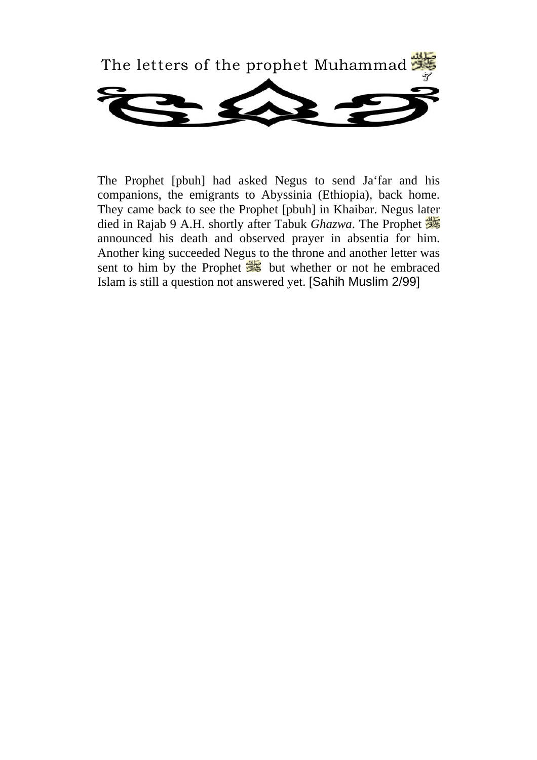The Prophet [pbuh] had asked Negus to send Ja'far and his companions, the emigrants to Abyssinia (Ethiopia), back home. They came back to see the Prophet [pbuh] in Khaibar. Negus later died in Rajab 9 A.H. shortly after Tabuk *Ghazwa*. The Prophet ﷺ announced his death and observed prayer in absentia for him. Another king succeeded Negus to the throne and another letter was sent to him by the Prophet ﷺ but whether or not he embraced Islam is still a question not answered yet. [Sahih Muslim 2/99]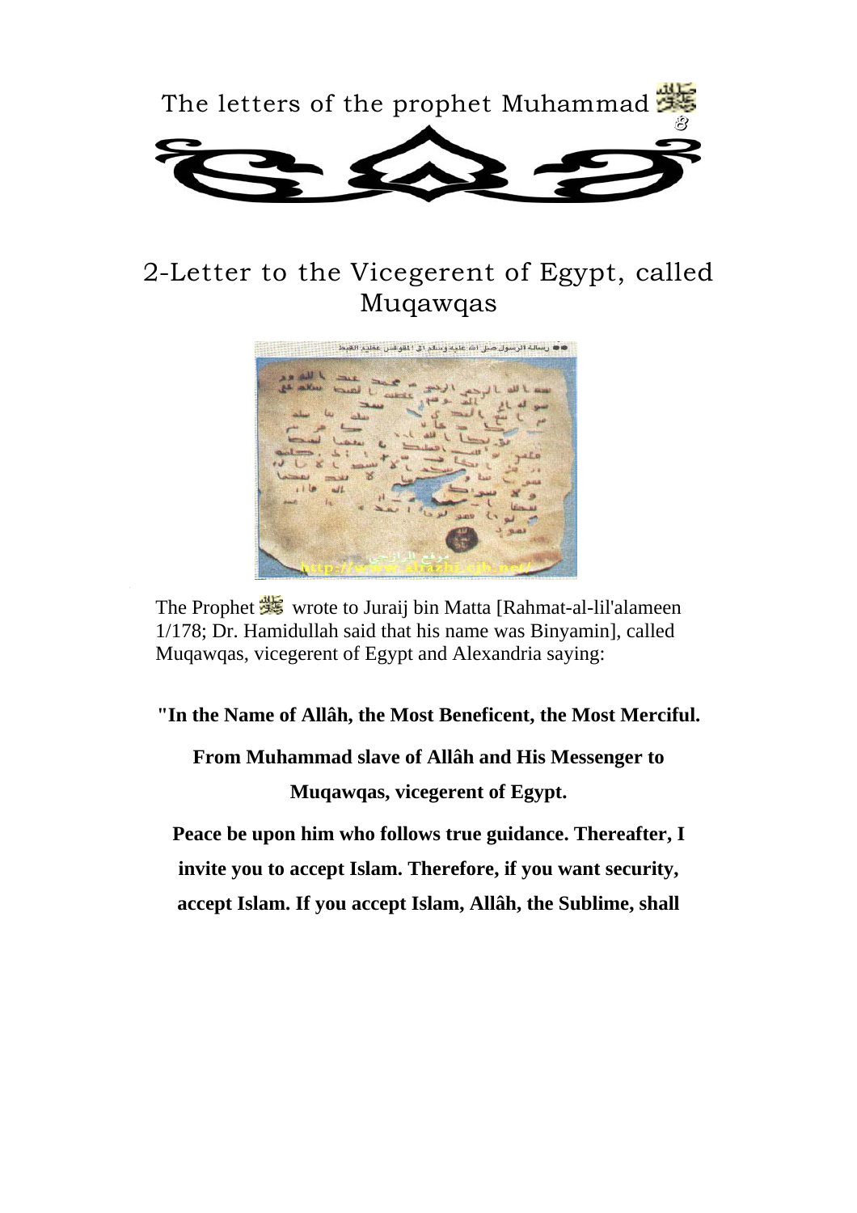## 2-Letter to the Vicegerent of Egypt, called Muqawqas

The Prophet ﷺ wrote to Juraij bin Matta [Rahmat-al-lil'alameen 1/178; Dr. Hamidullah said that his name was Binyamin], called Muqawqas, vicegerent of Egypt and Alexandria saying:

**"In the Name of Allâh, the Most Beneficent, the Most Merciful.**

**From Muhammad slave of Allâh and His Messenger to Muqawqas, vicegerent of Egypt.**

**Peace be upon him who follows true guidance. Thereafter, I invite you to accept Islam. Therefore, if you want security, accept Islam. If you accept Islam, Allâh, the Sublime, shall**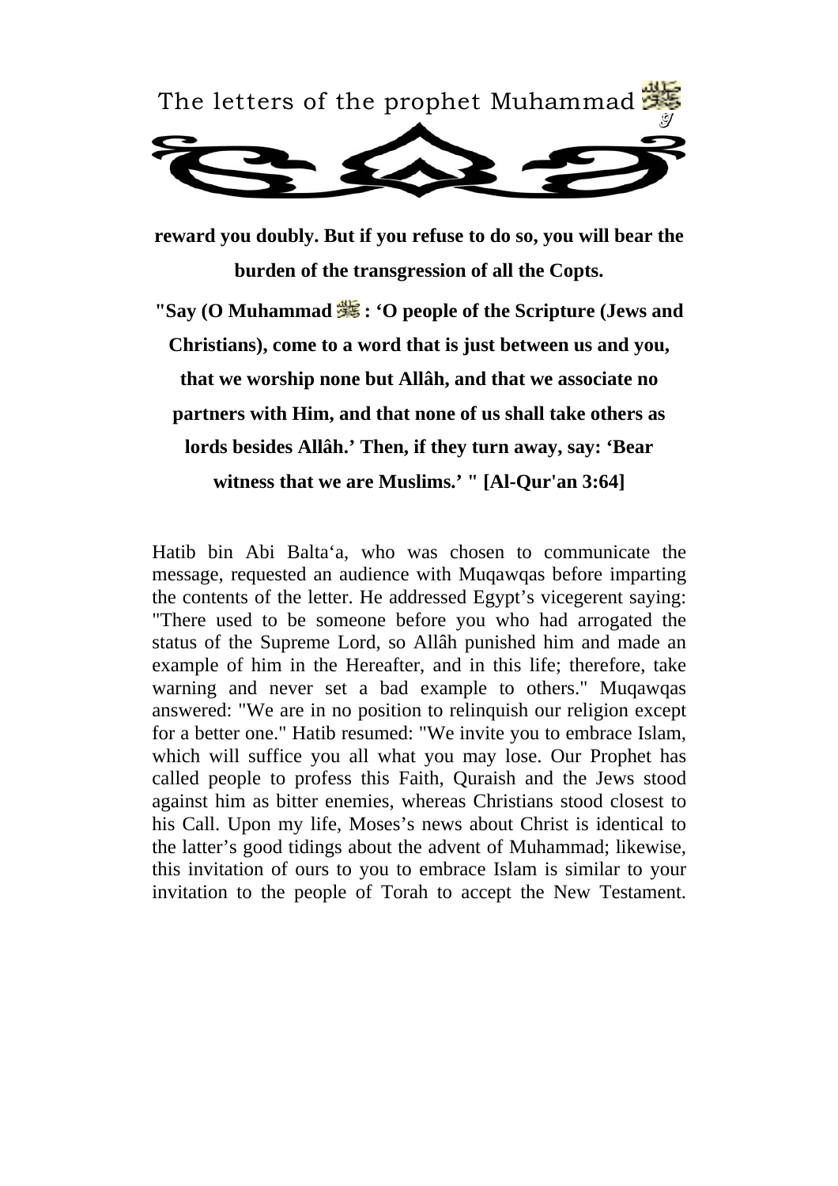**reward you doubly. But if you refuse to do so, you will bear the burden of the transgression of all the Copts.**

**"Say (O Muhammad ﷺ: 'O people of the Scripture (Jews and Christians), come to a word that is just between us and you, that we worship none but Allâh, and that we associate no partners with Him, and that none of us shall take others as lords besides Allâh.' Then, if they turn away, say: 'Bear witness that we are Muslims.' " [Al-Qur'an 3:64]**

Hatib bin Abi Balta'a, who was chosen to communicate the message, requested an audience with Muqawqas before imparting the contents of the letter. He addressed Egypt's vicegerent saying: "There used to be someone before you who had arrogated the status of the Supreme Lord, so Allâh punished him and made an example of him in the Hereafter, and in this life; therefore, take warning and never set a bad example to others." Muqawqas answered: "We are in no position to relinquish our religion except for a better one." Hatib resumed: "We invite you to embrace Islam, which will suffice you all what you may lose. Our Prophet has called people to profess this Faith, Quraish and the Jews stood against him as bitter enemies, whereas Christians stood closest to his Call. Upon my life, Moses's news about Christ is identical to the latter's good tidings about the advent of Muhammad; likewise, this invitation of ours to you to embrace Islam is similar to your invitation to the people of Torah to accept the New Testament.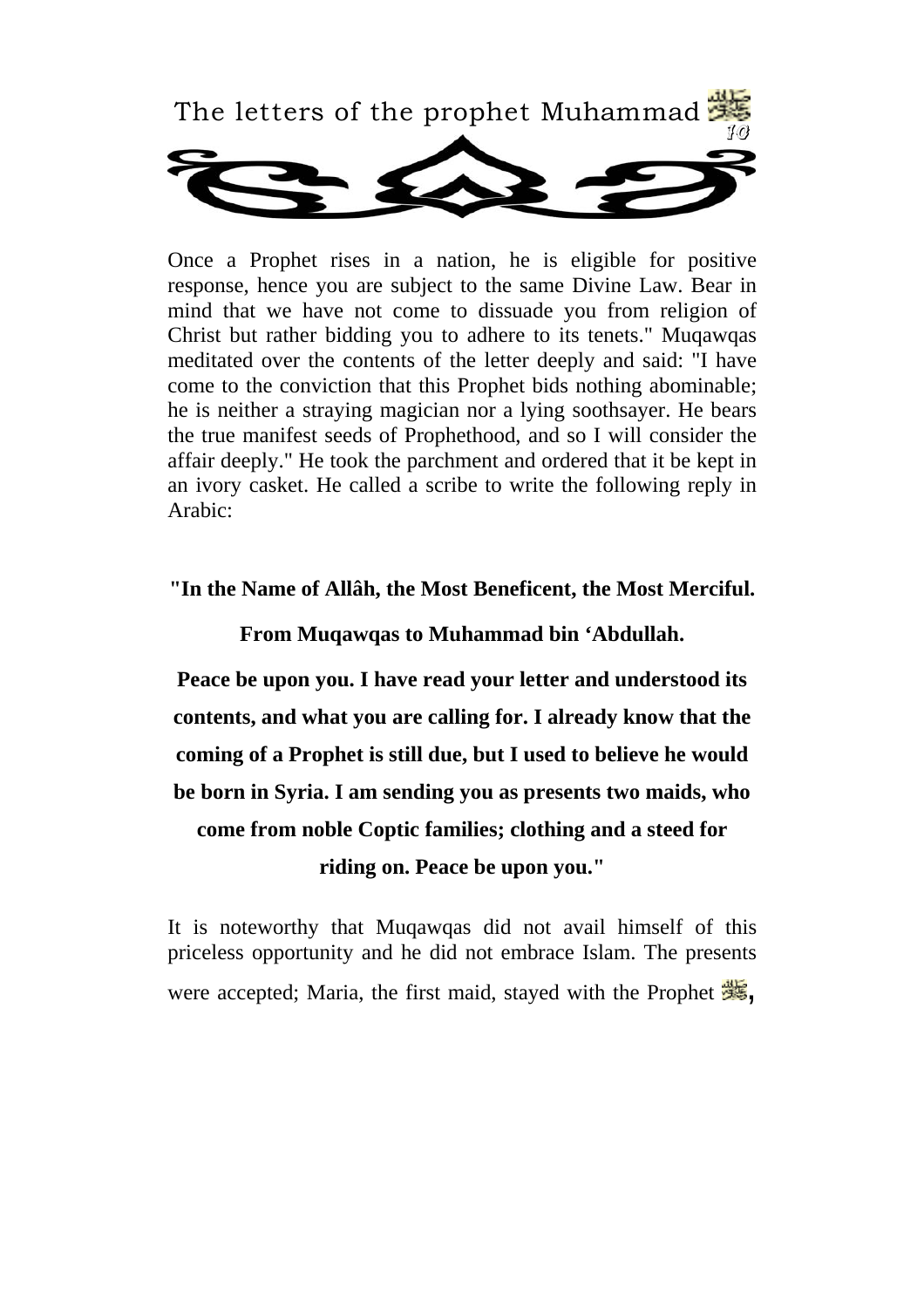Once a Prophet rises in a nation, he is eligible for positive response, hence you are subject to the same Divine Law. Bear in mind that we have not come to dissuade you from religion of Christ but rather bidding you to adhere to its tenets." Muqawqas meditated over the contents of the letter deeply and said: "I have come to the conviction that this Prophet bids nothing abominable; he is neither a straying magician nor a lying soothsayer. He bears the true manifest seeds of Prophethood, and so I will consider the affair deeply." He took the parchment and ordered that it be kept in an ivory casket. He called a scribe to write the following reply in Arabic:

**"In the Name of Allâh, the Most Beneficent, the Most Merciful.**

**From Muqawqas to Muhammad bin 'Abdullah.**

**Peace be upon you. I have read your letter and understood its contents, and what you are calling for. I already know that the coming of a Prophet is still due, but I used to believe he would be born in Syria. I am sending you as presents two maids, who come from noble Coptic families; clothing and a steed for riding on. Peace be upon you."**

It is noteworthy that Muqawqas did not avail himself of this priceless opportunity and he did not embrace Islam. The presents were accepted; Maria, the first maid, stayed with the Prophet ﷺ,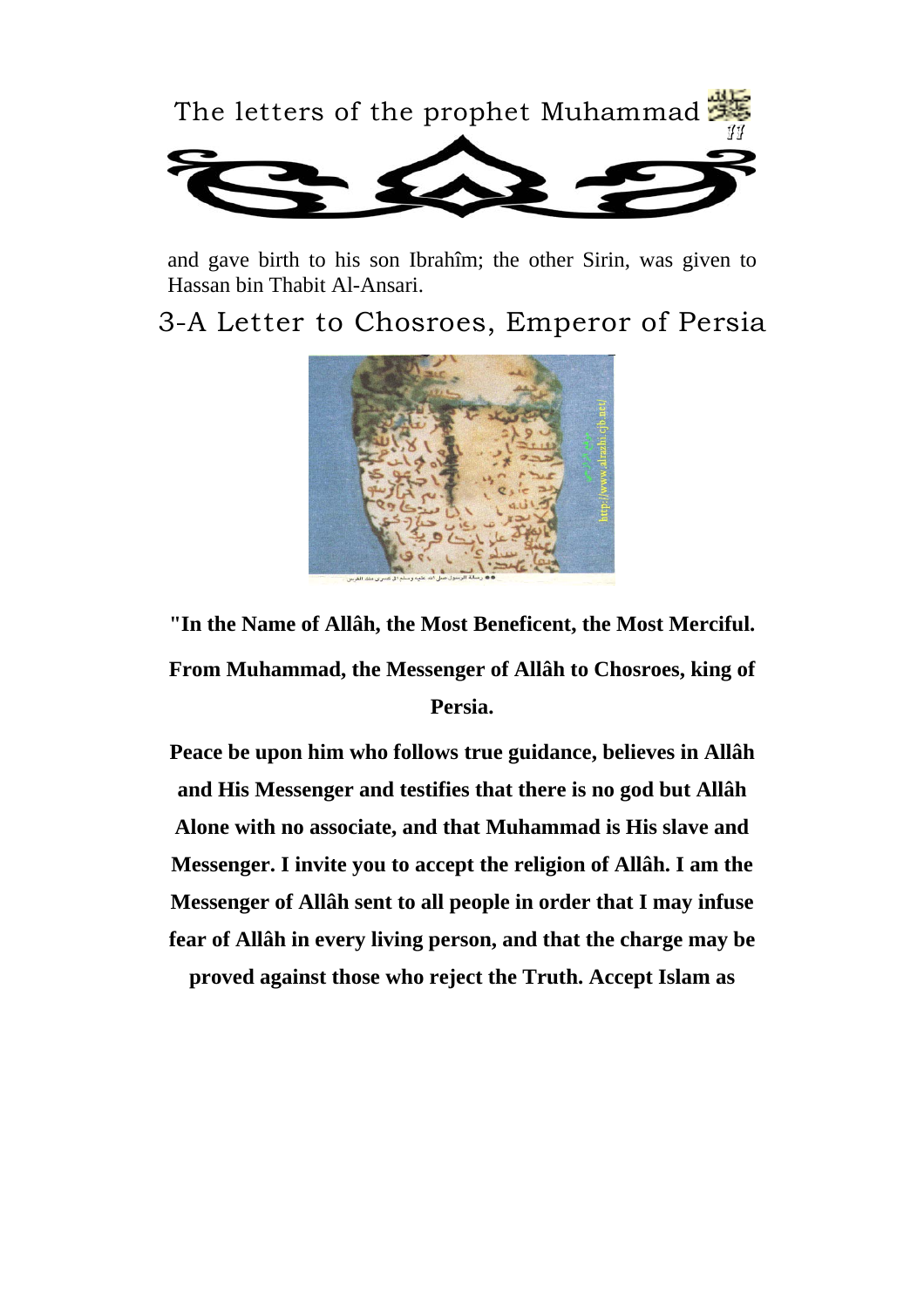and gave birth to his son Ibrahîm; the other Sirin, was given to Hassan bin Thabit Al-Ansari.

## 3-A Letter to Chosroes, Emperor of Persia

رسالة الرسول صلى الله عليه وسلم الى كسرى ملك الفرس

**"In the Name of Allâh, the Most Beneficent, the Most Merciful.**

**From Muhammad, the Messenger of Allâh to Chosroes, king of Persia.**

**Peace be upon him who follows true guidance, believes in Allâh and His Messenger and testifies that there is no god but Allâh Alone with no associate, and that Muhammad is His slave and Messenger. I invite you to accept the religion of Allâh. I am the Messenger of Allâh sent to all people in order that I may infuse fear of Allâh in every living person, and that the charge may be proved against those who reject the Truth. Accept Islam as**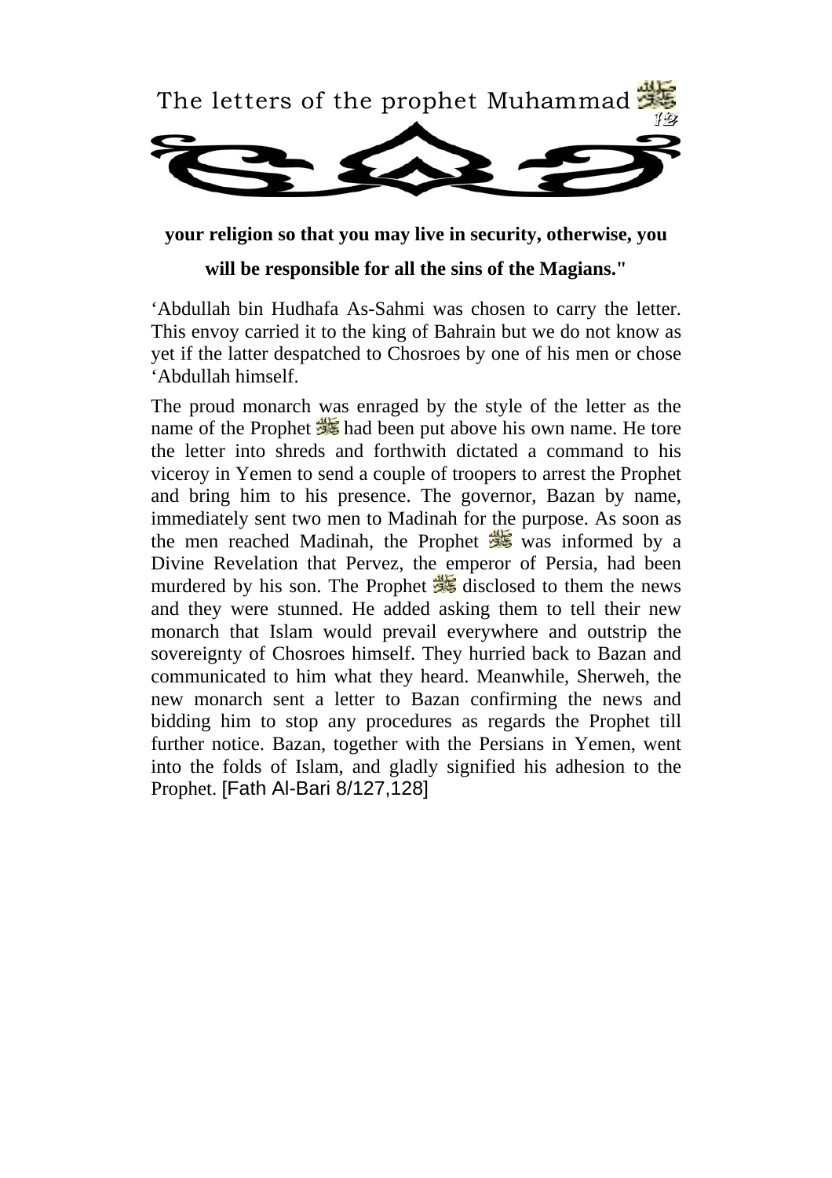**your religion so that you may live in security, otherwise, you will be responsible for all the sins of the Magians."**

‘Abdullah bin Hudhafa As-Sahmi was chosen to carry the letter. This envoy carried it to the king of Bahrain but we do not know as yet if the latter despatched to Chosroes by one of his men or chose ‘Abdullah himself.

The proud monarch was enraged by the style of the letter as the name of the Prophet ﷺ had been put above his own name. He tore the letter into shreds and forthwith dictated a command to his viceroy in Yemen to send a couple of troopers to arrest the Prophet and bring him to his presence. The governor, Bazan by name, immediately sent two men to Madinah for the purpose. As soon as the men reached Madinah, the Prophet ﷺ was informed by a Divine Revelation that Pervez, the emperor of Persia, had been murdered by his son. The Prophet ﷺ disclosed to them the news and they were stunned. He added asking them to tell their new monarch that Islam would prevail everywhere and outstrip the sovereignty of Chosroes himself. They hurried back to Bazan and communicated to him what they heard. Meanwhile, Sherweh, the new monarch sent a letter to Bazan confirming the news and bidding him to stop any procedures as regards the Prophet till further notice. Bazan, together with the Persians in Yemen, went into the folds of Islam, and gladly signified his adhesion to the Prophet. [Fath Al-Bari 8/127,128]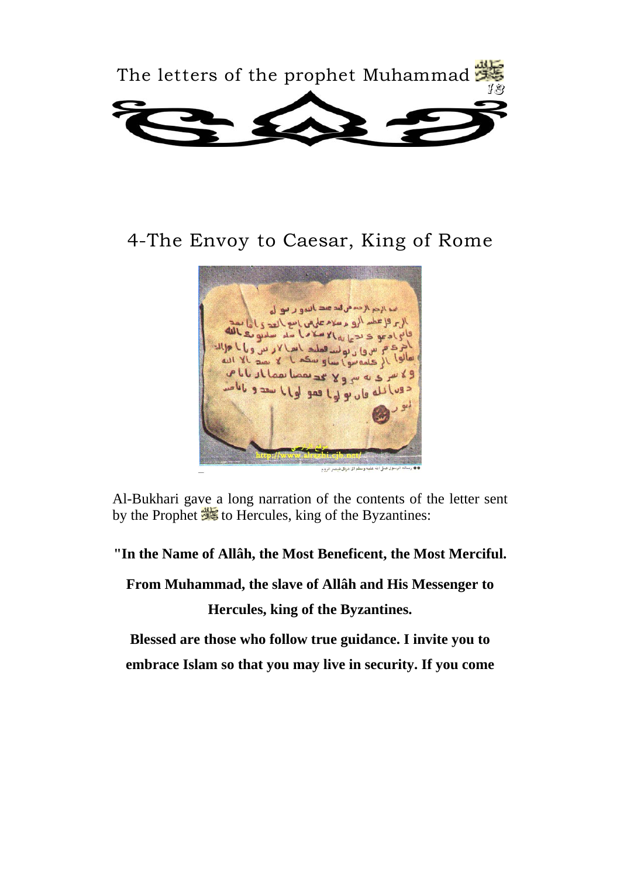## 4-The Envoy to Caesar, King of Rome

Al-Bukhari gave a long narration of the contents of the letter sent by the Prophet ﷺ to Hercules, king of the Byzantines:

**"In the Name of Allâh, the Most Beneficent, the Most Merciful.**

**From Muhammad, the slave of Allâh and His Messenger to Hercules, king of the Byzantines.**

**Blessed are those who follow true guidance. I invite you to embrace Islam so that you may live in security. If you come**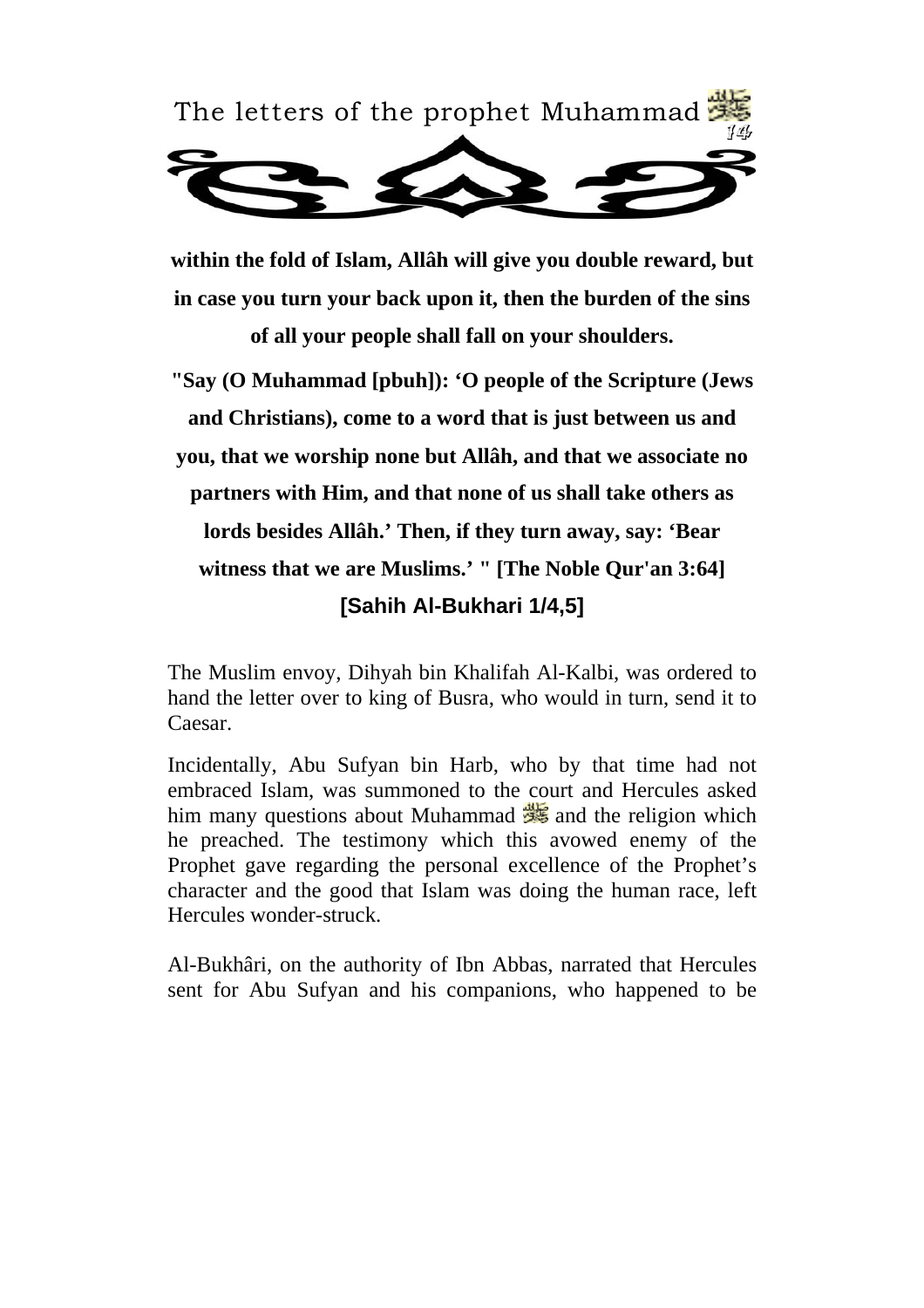**within the fold of Islam, Allâh will give you double reward, but in case you turn your back upon it, then the burden of the sins of all your people shall fall on your shoulders.**

**"Say (O Muhammad [pbuh]): 'O people of the Scripture (Jews and Christians), come to a word that is just between us and you, that we worship none but Allâh, and that we associate no partners with Him, and that none of us shall take others as lords besides Allâh.' Then, if they turn away, say: 'Bear witness that we are Muslims.' " [The Noble Qur'an 3:64]**

**[Sahih Al-Bukhari 1/4,5]**

The Muslim envoy, Dihyah bin Khalifah Al-Kalbi, was ordered to hand the letter over to king of Busra, who would in turn, send it to Caesar.

Incidentally, Abu Sufyan bin Harb, who by that time had not embraced Islam, was summoned to the court and Hercules asked him many questions about Muhammad ﷺ and the religion which he preached. The testimony which this avowed enemy of the Prophet gave regarding the personal excellence of the Prophet's character and the good that Islam was doing the human race, left Hercules wonder-struck.

Al-Bukhâri, on the authority of Ibn Abbas, narrated that Hercules sent for Abu Sufyan and his companions, who happened to be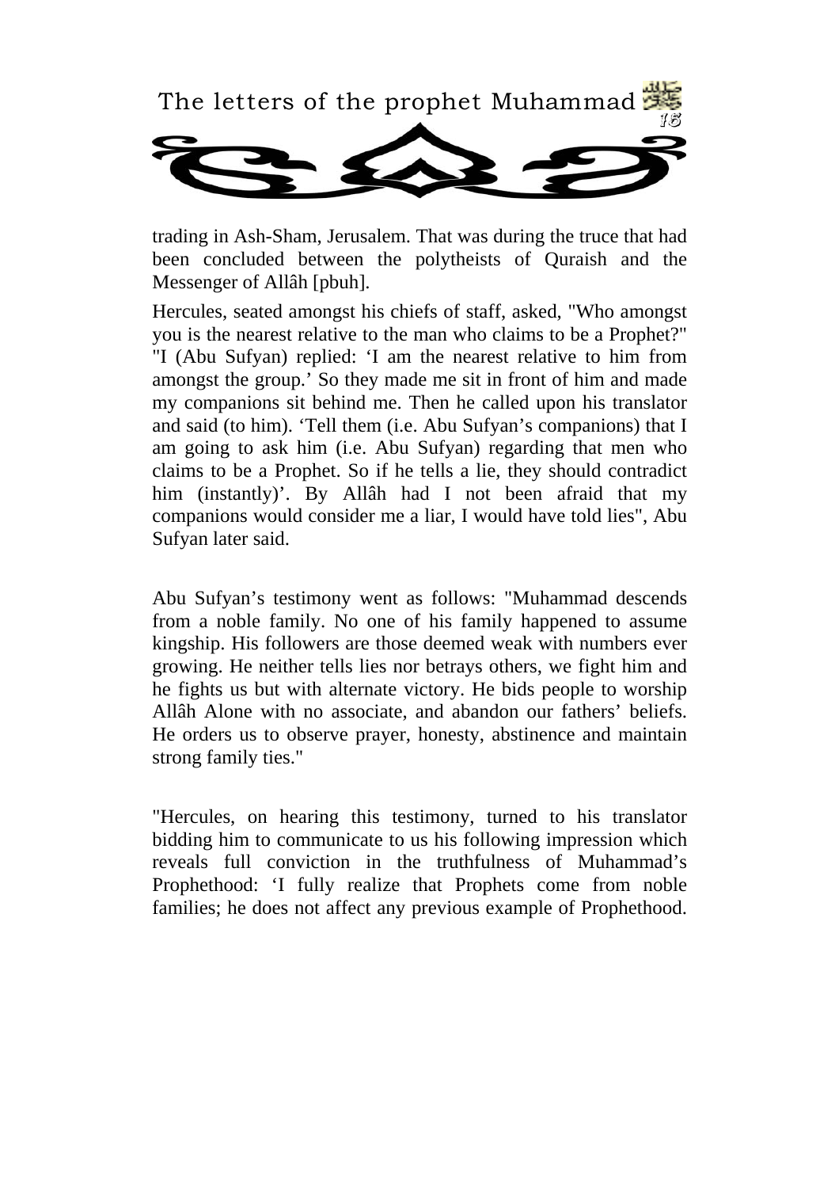trading in Ash-Sham, Jerusalem. That was during the truce that had been concluded between the polytheists of Quraish and the Messenger of Allâh [pbuh].

Hercules, seated amongst his chiefs of staff, asked, "Who amongst you is the nearest relative to the man who claims to be a Prophet?" "I (Abu Sufyan) replied: 'I am the nearest relative to him from amongst the group.' So they made me sit in front of him and made my companions sit behind me. Then he called upon his translator and said (to him). 'Tell them (i.e. Abu Sufyan's companions) that I am going to ask him (i.e. Abu Sufyan) regarding that men who claims to be a Prophet. So if he tells a lie, they should contradict him (instantly)'. By Allâh had I not been afraid that my companions would consider me a liar, I would have told lies", Abu Sufyan later said.

Abu Sufyan's testimony went as follows: "Muhammad descends from a noble family. No one of his family happened to assume kingship. His followers are those deemed weak with numbers ever growing. He neither tells lies nor betrays others, we fight him and he fights us but with alternate victory. He bids people to worship Allâh Alone with no associate, and abandon our fathers' beliefs. He orders us to observe prayer, honesty, abstinence and maintain strong family ties."

"Hercules, on hearing this testimony, turned to his translator bidding him to communicate to us his following impression which reveals full conviction in the truthfulness of Muhammad's Prophethood: 'I fully realize that Prophets come from noble families; he does not affect any previous example of Prophethood.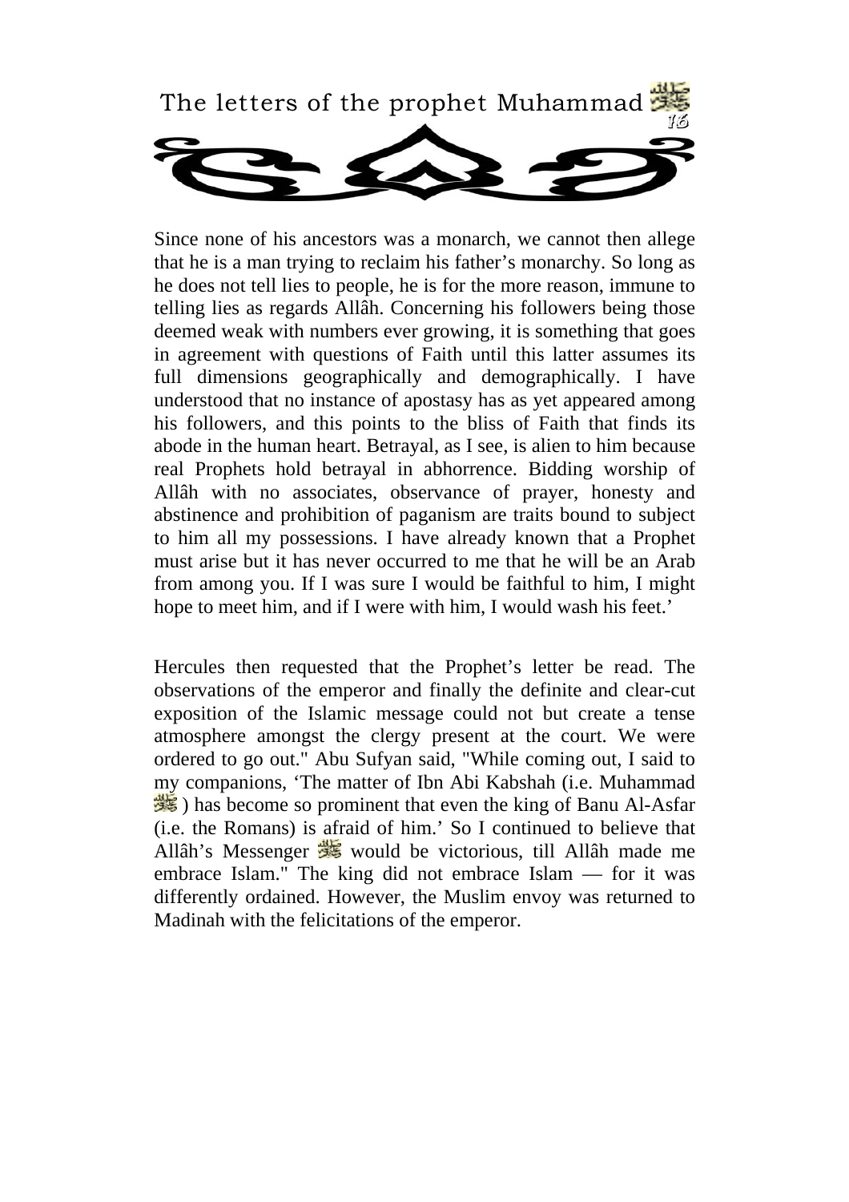Since none of his ancestors was a monarch, we cannot then allege that he is a man trying to reclaim his father's monarchy. So long as he does not tell lies to people, he is for the more reason, immune to telling lies as regards Allâh. Concerning his followers being those deemed weak with numbers ever growing, it is something that goes in agreement with questions of Faith until this latter assumes its full dimensions geographically and demographically. I have understood that no instance of apostasy has as yet appeared among his followers, and this points to the bliss of Faith that finds its abode in the human heart. Betrayal, as I see, is alien to him because real Prophets hold betrayal in abhorrence. Bidding worship of Allâh with no associates, observance of prayer, honesty and abstinence and prohibition of paganism are traits bound to subject to him all my possessions. I have already known that a Prophet must arise but it has never occurred to me that he will be an Arab from among you. If I was sure I would be faithful to him, I might hope to meet him, and if I were with him, I would wash his feet.'

Hercules then requested that the Prophet's letter be read. The observations of the emperor and finally the definite and clear-cut exposition of the Islamic message could not but create a tense atmosphere amongst the clergy present at the court. We were ordered to go out." Abu Sufyan said, "While coming out, I said to my companions, 'The matter of Ibn Abi Kabshah (i.e. Muhammad ﷺ) has become so prominent that even the king of Banu Al-Asfar (i.e. the Romans) is afraid of him.' So I continued to believe that Allâh's Messenger ﷺ would be victorious, till Allâh made me embrace Islam." The king did not embrace Islam — for it was differently ordained. However, the Muslim envoy was returned to Madinah with the felicitations of the emperor.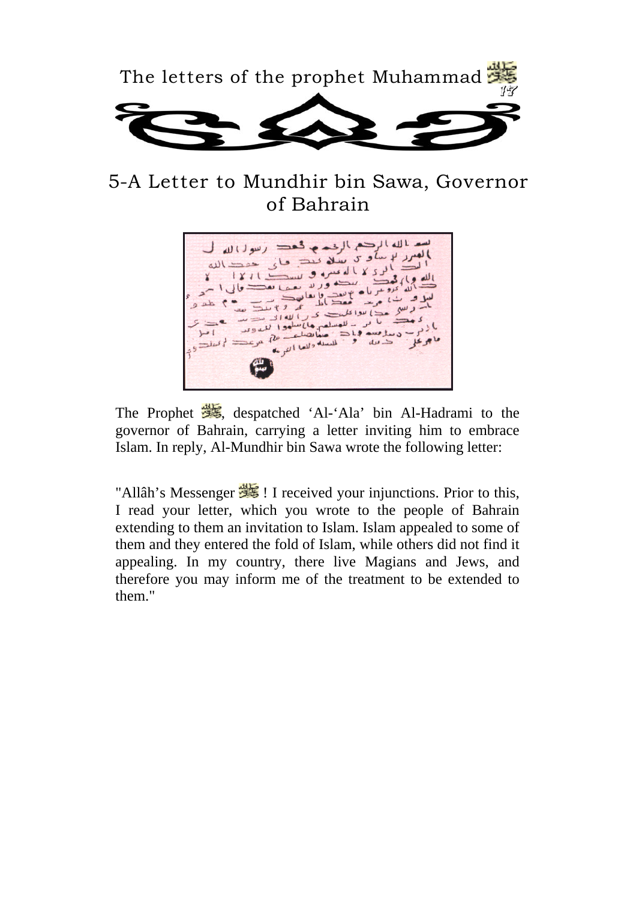## 5-A Letter to Mundhir bin Sawa, Governor of Bahrain

The Prophet ﷺ, despatched 'Al-'Ala' bin Al-Hadrami to the governor of Bahrain, carrying a letter inviting him to embrace Islam. In reply, Al-Mundhir bin Sawa wrote the following letter:

"Allâh's Messenger ﷺ ! I received your injunctions. Prior to this, I read your letter, which you wrote to the people of Bahrain extending to them an invitation to Islam. Islam appealed to some of them and they entered the fold of Islam, while others did not find it appealing. In my country, there live Magians and Jews, and therefore you may inform me of the treatment to be extended to them."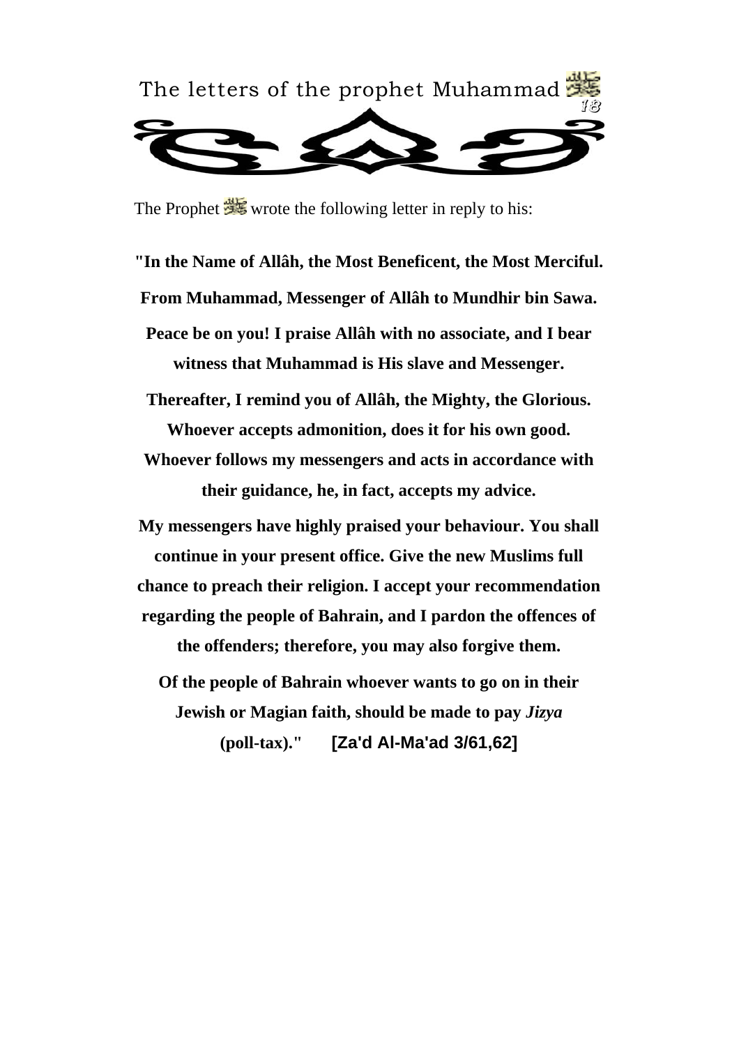The Prophet ﷺ wrote the following letter in reply to his:

**"In the Name of Allâh, the Most Beneficent, the Most Merciful.**

**From Muhammad, Messenger of Allâh to Mundhir bin Sawa.**

**Peace be on you! I praise Allâh with no associate, and I bear witness that Muhammad is His slave and Messenger.**

**Thereafter, I remind you of Allâh, the Mighty, the Glorious. Whoever accepts admonition, does it for his own good. Whoever follows my messengers and acts in accordance with their guidance, he, in fact, accepts my advice.**

**My messengers have highly praised your behaviour. You shall continue in your present office. Give the new Muslims full chance to preach their religion. I accept your recommendation regarding the people of Bahrain, and I pardon the offences of the offenders; therefore, you may also forgive them.**

**Of the people of Bahrain whoever wants to go on in their Jewish or Magian faith, should be made to pay *Jizya* (poll-tax)."** **[Za'd Al-Ma'ad 3/61,62]**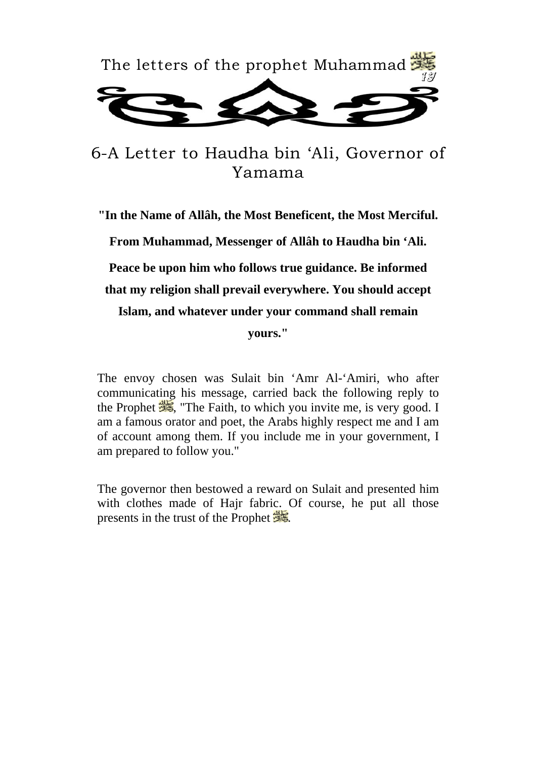# 6-A Letter to Haudha bin 'Ali, Governor of Yamama

**"In the Name of Allâh, the Most Beneficent, the Most Merciful.**

**From Muhammad, Messenger of Allâh to Haudha bin 'Ali.**

**Peace be upon him who follows true guidance. Be informed that my religion shall prevail everywhere. You should accept Islam, and whatever under your command shall remain yours."**

The envoy chosen was Sulait bin 'Amr Al-'Amiri, who after communicating his message, carried back the following reply to the Prophet ﷺ, "The Faith, to which you invite me, is very good. I am a famous orator and poet, the Arabs highly respect me and I am of account among them. If you include me in your government, I am prepared to follow you."

The governor then bestowed a reward on Sulait and presented him with clothes made of Hajr fabric. Of course, he put all those presents in the trust of the Prophet ﷺ.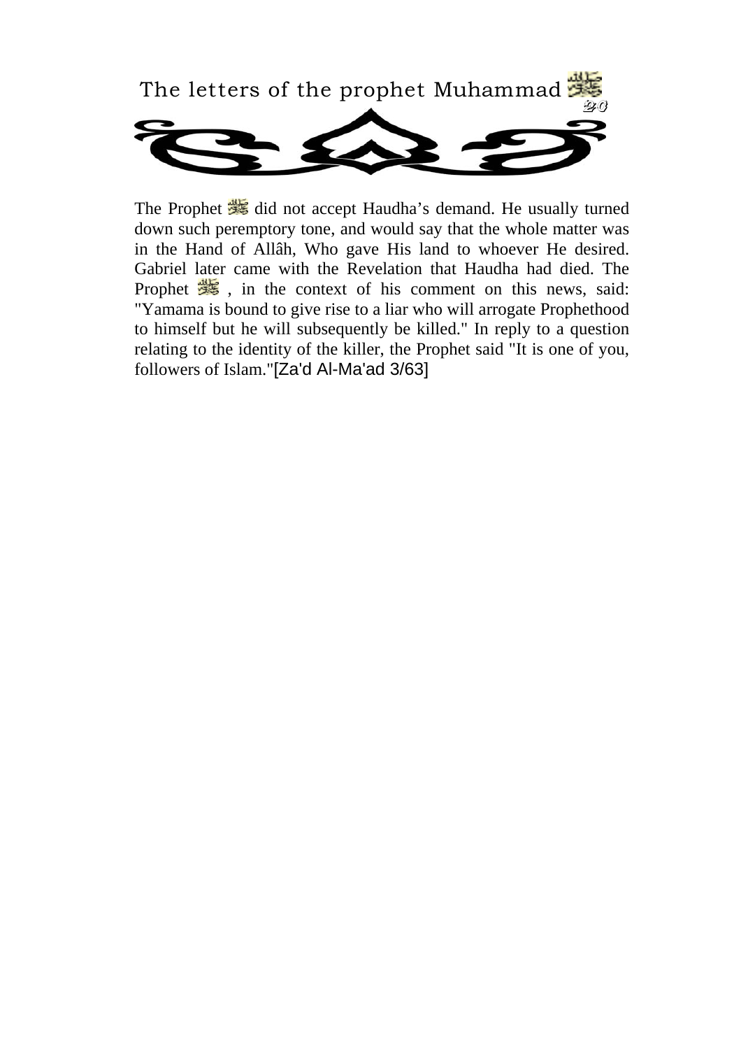The Prophet ﷺ did not accept Haudha's demand. He usually turned down such peremptory tone, and would say that the whole matter was in the Hand of Allâh, Who gave His land to whoever He desired. Gabriel later came with the Revelation that Haudha had died. The Prophet ﷺ, in the context of his comment on this news, said: "Yamama is bound to give rise to a liar who will arrogate Prophethood to himself but he will subsequently be killed." In reply to a question relating to the identity of the killer, the Prophet said "It is one of you, followers of Islam."[Za'd Al-Ma'ad 3/63]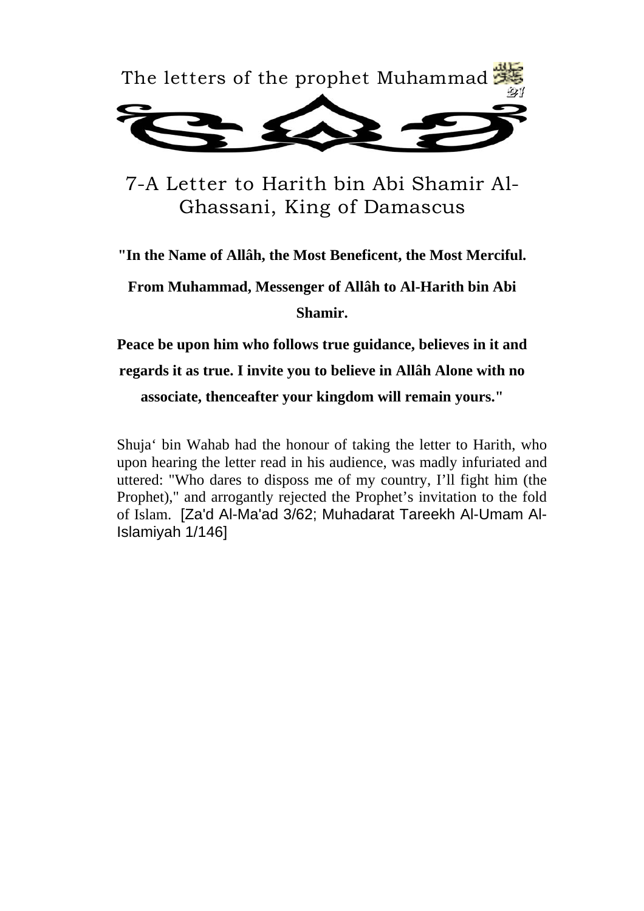## 7-A Letter to Harith bin Abi Shamir Al-Ghassani, King of Damascus

**"In the Name of Allâh, the Most Beneficent, the Most Merciful.**

**From Muhammad, Messenger of Allâh to Al-Harith bin Abi Shamir.**

**Peace be upon him who follows true guidance, believes in it and regards it as true. I invite you to believe in Allâh Alone with no associate, thenceafter your kingdom will remain yours."**

Shuja‘ bin Wahab had the honour of taking the letter to Harith, who upon hearing the letter read in his audience, was madly infuriated and uttered: "Who dares to disposs me of my country, I'll fight him (the Prophet)," and arrogantly rejected the Prophet's invitation to the fold of Islam. [Za'd Al-Ma'ad 3/62; Muhadarat Tareekh Al-Umam Al-Islamiyah 1/146]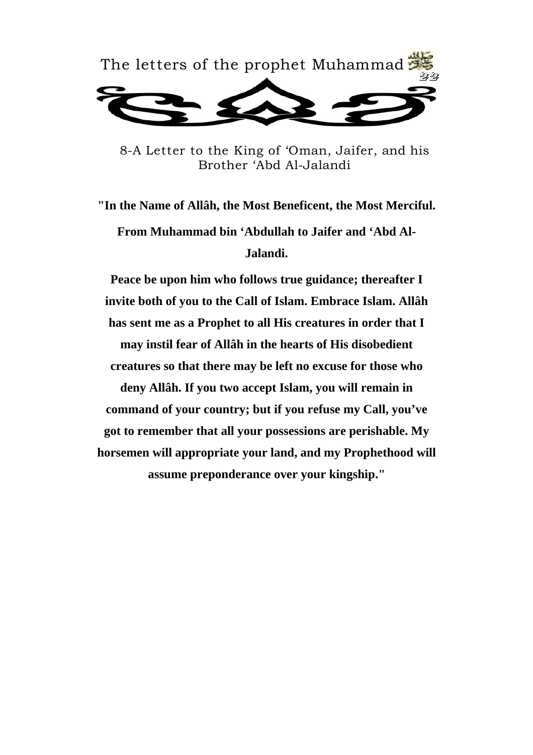## 8-A Letter to the King of 'Oman, Jaifer, and his Brother 'Abd Al-Jalandi

**"In the Name of Allâh, the Most Beneficent, the Most Merciful.**

**From Muhammad bin 'Abdullah to Jaifer and 'Abd Al-Jalandi.**

**Peace be upon him who follows true guidance; thereafter I invite both of you to the Call of Islam. Embrace Islam. Allâh has sent me as a Prophet to all His creatures in order that I may instil fear of Allâh in the hearts of His disobedient creatures so that there may be left no excuse for those who deny Allâh. If you two accept Islam, you will remain in command of your country; but if you refuse my Call, you've got to remember that all your possessions are perishable. My horsemen will appropriate your land, and my Prophethood will assume preponderance over your kingship."**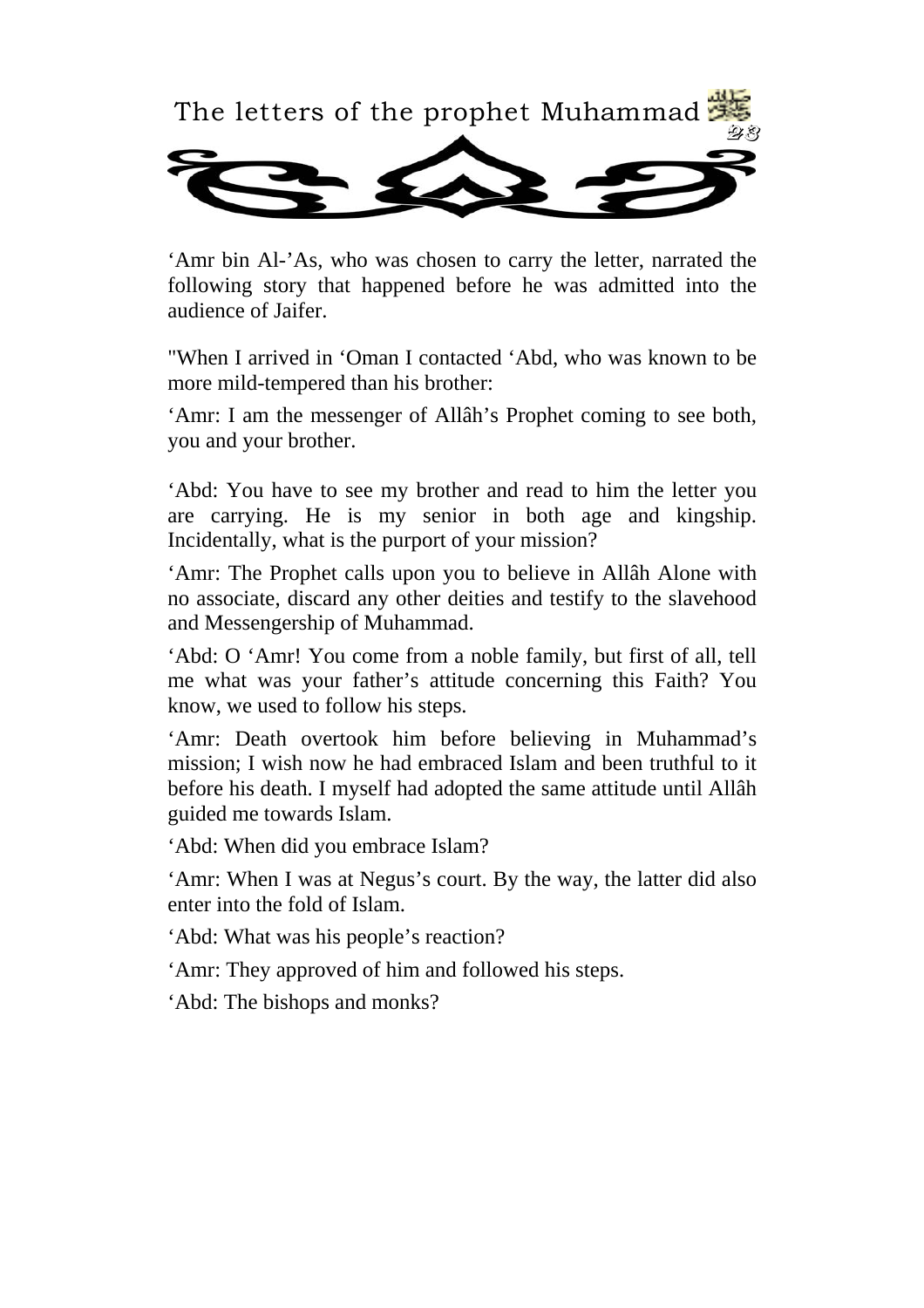‘Amr bin Al-’As, who was chosen to carry the letter, narrated the following story that happened before he was admitted into the audience of Jaifer.

"When I arrived in ‘Oman I contacted ‘Abd, who was known to be more mild-tempered than his brother:

‘Amr: I am the messenger of Allâh’s Prophet coming to see both, you and your brother.

‘Abd: You have to see my brother and read to him the letter you are carrying. He is my senior in both age and kingship. Incidentally, what is the purport of your mission?

‘Amr: The Prophet calls upon you to believe in Allâh Alone with no associate, discard any other deities and testify to the slavehood and Messengership of Muhammad.

‘Abd: O ‘Amr! You come from a noble family, but first of all, tell me what was your father’s attitude concerning this Faith? You know, we used to follow his steps.

‘Amr: Death overtook him before believing in Muhammad’s mission; I wish now he had embraced Islam and been truthful to it before his death. I myself had adopted the same attitude until Allâh guided me towards Islam.

‘Abd: When did you embrace Islam?

‘Amr: When I was at Negus’s court. By the way, the latter did also enter into the fold of Islam.

‘Abd: What was his people’s reaction?

‘Amr: They approved of him and followed his steps.

‘Abd: The bishops and monks?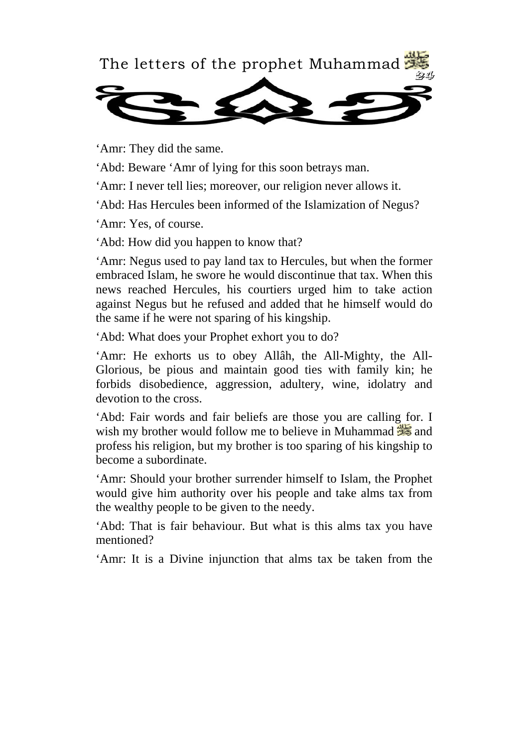‘Amr: They did the same.

‘Abd: Beware ‘Amr of lying for this soon betrays man.

‘Amr: I never tell lies; moreover, our religion never allows it.

‘Abd: Has Hercules been informed of the Islamization of Negus?

‘Amr: Yes, of course.

‘Abd: How did you happen to know that?

‘Amr: Negus used to pay land tax to Hercules, but when the former embraced Islam, he swore he would discontinue that tax. When this news reached Hercules, his courtiers urged him to take action against Negus but he refused and added that he himself would do the same if he were not sparing of his kingship.

‘Abd: What does your Prophet exhort you to do?

‘Amr: He exhorts us to obey Allâh, the All-Mighty, the All-Glorious, be pious and maintain good ties with family kin; he forbids disobedience, aggression, adultery, wine, idolatry and devotion to the cross.

‘Abd: Fair words and fair beliefs are those you are calling for. I wish my brother would follow me to believe in Muhammad ﷺ and profess his religion, but my brother is too sparing of his kingship to become a subordinate.

‘Amr: Should your brother surrender himself to Islam, the Prophet would give him authority over his people and take alms tax from the wealthy people to be given to the needy.

‘Abd: That is fair behaviour. But what is this alms tax you have mentioned?

‘Amr: It is a Divine injunction that alms tax be taken from the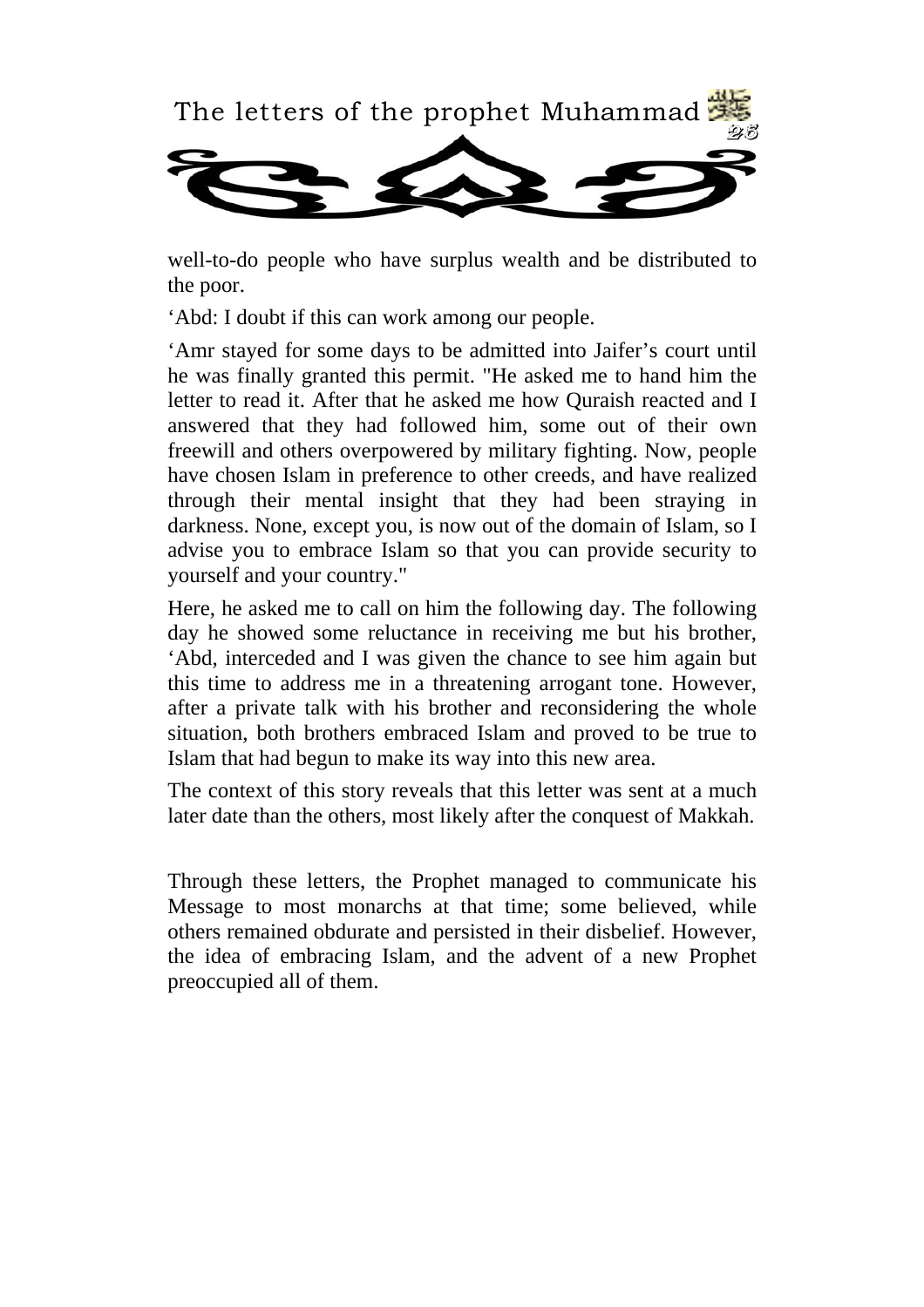well-to-do people who have surplus wealth and be distributed to the poor.

‘Abd: I doubt if this can work among our people.

‘Amr stayed for some days to be admitted into Jaifer’s court until he was finally granted this permit. "He asked me to hand him the letter to read it. After that he asked me how Quraish reacted and I answered that they had followed him, some out of their own freewill and others overpowered by military fighting. Now, people have chosen Islam in preference to other creeds, and have realized through their mental insight that they had been straying in darkness. None, except you, is now out of the domain of Islam, so I advise you to embrace Islam so that you can provide security to yourself and your country."

Here, he asked me to call on him the following day. The following day he showed some reluctance in receiving me but his brother, ‘Abd, interceded and I was given the chance to see him again but this time to address me in a threatening arrogant tone. However, after a private talk with his brother and reconsidering the whole situation, both brothers embraced Islam and proved to be true to Islam that had begun to make its way into this new area.

The context of this story reveals that this letter was sent at a much later date than the others, most likely after the conquest of Makkah.

Through these letters, the Prophet managed to communicate his Message to most monarchs at that time; some believed, while others remained obdurate and persisted in their disbelief. However, the idea of embracing Islam, and the advent of a new Prophet preoccupied all of them.